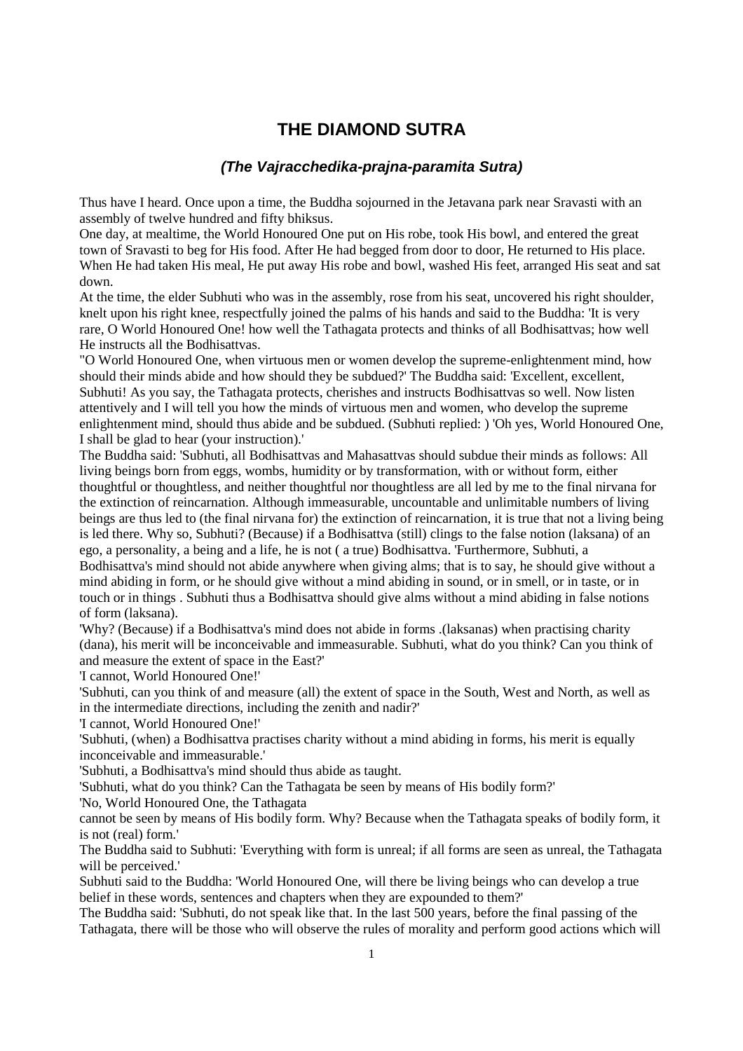# THE DIAMOND SUTRA

### *(The Vajracchedika-prajna-paramita Sutra)*

Thus have I heard. Once upon a time, the Buddha sojourned in the Jetavana park near Sravasti with an assembly of twelve hundred and fifty bhiksus.

One day, at mealtime, the World Honoured One put on His robe, took His bowl, and entered the great town of Sravasti to beg for His food. After He had begged from door to door, He returned to His place. When He had taken His meal, He put away His robe and bowl, washed His feet, arranged His seat and sat down.

At the time, the elder Subhuti who was in the assembly, rose from his seat, uncovered his right shoulder, knelt upon his right knee, respectfully joined the palms of his hands and said to the Buddha: 'It is very rare, O World Honoured One! how well the Tathagata protects and thinks of all Bodhisattvas; how well He instructs all the Bodhisattvas.

"O World Honoured One, when virtuous men or women develop the supreme-enlightenment mind, how should their minds abide and how should they be subdued?' The Buddha said: 'Excellent, excellent, Subhuti! As you say, the Tathagata protects, cherishes and instructs Bodhisattvas so well. Now listen attentively and I will tell you how the minds of virtuous men and women, who develop the supreme enlightenment mind, should thus abide and be subdued. (Subhuti replied: ) 'Oh yes, World Honoured One, I shall be glad to hear (your instruction).'

The Buddha said: 'Subhuti, all Bodhisattvas and Mahasattvas should subdue their minds as follows: All living beings born from eggs, wombs, humidity or by transformation, with or without form, either thoughtful or thoughtless, and neither thoughtful nor thoughtless are all led by me to the final nirvana for the extinction of reincarnation. Although immeasurable, uncountable and unlimitable numbers of living beings are thus led to (the final nirvana for) the extinction of reincarnation, it is true that not a living being is led there. Why so, Subhuti? (Because) if a Bodhisattva (still) clings to the false notion (laksana) of an ego, a personality, a being and a life, he is not ( a true) Bodhisattva. 'Furthermore, Subhuti, a Bodhisattva's mind should not abide anywhere when giving alms; that is to say, he should give without a mind abiding in form, or he should give without a mind abiding in sound, or in smell, or in taste, or in touch or in things . Subhuti thus a Bodhisattva should give alms without a mind abiding in false notions of form (laksana).

'Why? (Because) if a Bodhisattva's mind does not abide in forms .(laksanas) when practising charity (dana), his merit will be inconceivable and immeasurable. Subhuti, what do you think? Can you think of and measure the extent of space in the East?'

'I cannot, World Honoured One!'

'Subhuti, can you think of and measure (all) the extent of space in the South, West and North, as well as in the intermediate directions, including the zenith and nadir?'

'I cannot, World Honoured One!'

'Subhuti, (when) a Bodhisattva practises charity without a mind abiding in forms, his merit is equally inconceivable and immeasurable.'

'Subhuti, a Bodhisattva's mind should thus abide as taught.

'Subhuti, what do you think? Can the Tathagata be seen by means of His bodily form?'

'No, World Honoured One, the Tathagata cannot be seen by means of His bodily form. Why? Because when the Tathagata speaks of bodily form, it is not (real) form.'

The Buddha said to Subhuti: 'Everything with form is unreal; if all forms are seen as unreal, the Tathagata will be perceived.'

Subhuti said to the Buddha: 'World Honoured One, will there be living beings who can develop a true belief in these words, sentences and chapters when they are expounded to them?'

The Buddha said: 'Subhuti, do not speak like that. In the last 500 years, before the final passing of the Tathagata, there will be those who will observe the rules of morality and perform good actions which will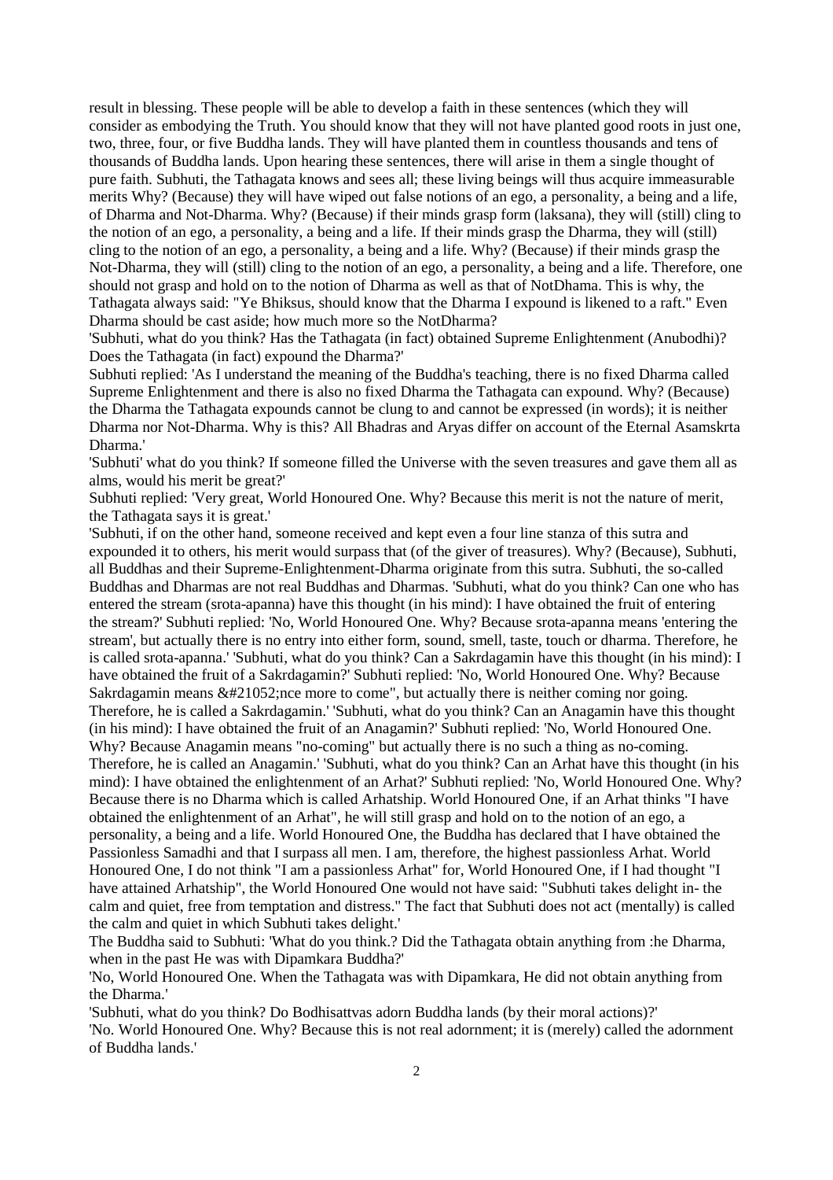result in blessing. These people will be able to develop a faith in these sentences (which they will consider as embodying the Truth. You should know that they will not have planted good roots in just one, two, three, four, or five Buddha lands. They will have planted them in countless thousands and tens of thousands of Buddha lands. Upon hearing these sentences, there will arise in them a single thought of pure faith. Subhuti, the Tathagata knows and sees all; these living beings will thus acquire immeasurable merits Why? (Because) they will have wiped out false notions of an ego, a personality, a being and a life, of Dharma and Not-Dharma. Why? (Because) if their minds grasp form (laksana), they will (still) cling to the notion of an ego, a personality, a being and a life. If their minds grasp the Dharma, they will (still) cling to the notion of an ego, a personality, a being and a life. Why? (Because) if their minds grasp the Not-Dharma, they will (still) cling to the notion of an ego, a personality, a being and a life. Therefore, one should not grasp and hold on to the notion of Dharma as well as that of NotDhama. This is why, the Tathagata always said: "Ye Bhiksus, should know that the Dharma I expound is likened to a raft." Even Dharma should be cast aside; how much more so the NotDharma?

'Subhuti, what do you think? Has the Tathagata (in fact) obtained Supreme Enlightenment (Anubodhi)? Does the Tathagata (in fact) expound the Dharma?'

Subhuti replied: 'As I understand the meaning of the Buddha's teaching, there is no fixed Dharma called Supreme Enlightenment and there is also no fixed Dharma the Tathagata can expound. Why? (Because) the Dharma the Tathagata expounds cannot be clung to and cannot be expressed (in words); it is neither Dharma nor Not-Dharma. Why is this? All Bhadras and Aryas differ on account of the Eternal Asamskrta Dharma.'

'Subhuti' what do you think? If someone filled the Universe with the seven treasures and gave them all as alms, would his merit be great?'

Subhuti replied: 'Very great, World Honoured One. Why? Because this merit is not the nature of merit, the Tathagata says it is great.'

'Subhuti, if on the other hand, someone received and kept even a four line stanza of this sutra and expounded it to others, his merit would surpass that (of the giver of treasures). Why? (Because), Subhuti, all Buddhas and their Supreme-Enlightenment-Dharma originate from this sutra. Subhuti, the so-called Buddhas and Dharmas are not real Buddhas and Dharmas. 'Subhuti, what do you think? Can one who has entered the stream (srota-apanna) have this thought (in his mind): I have obtained the fruit of entering the stream?' Subhuti replied: 'No, World Honoured One. Why? Because srota-apanna means 'entering the stream', but actually there is no entry into either form, sound, smell, taste, touch or dharma. Therefore, he is called srota-apanna.' 'Subhuti, what do you think? Can a Sakrdagamin have this thought (in his mind): I have obtained the fruit of a Sakrdagamin?' Subhuti replied: 'No, World Honoured One. Why? Because Sakrdagamin means &#21052;nce more to come", but actually there is neither coming nor going. Therefore, he is called a Sakrdagamin.' 'Subhuti, what do you think? Can an Anagamin have this thought (in his mind): I have obtained the fruit of an Anagamin?' Subhuti replied: 'No, World Honoured One. Why? Because Anagamin means "no-coming" but actually there is no such a thing as no-coming. Therefore, he is called an Anagamin.' 'Subhuti, what do you think? Can an Arhat have this thought (in his mind): I have obtained the enlightenment of an Arhat?' Subhuti replied: 'No, World Honoured One. Why? Because there is no Dharma which is called Arhatship. World Honoured One, if an Arhat thinks "I have obtained the enlightenment of an Arhat", he will still grasp and hold on to the notion of an ego, a personality, a being and a life. World Honoured One, the Buddha has declared that I have obtained the Passionless Samadhi and that I surpass all men. I am, therefore, the highest passionless Arhat. World Honoured One, I do not think "I am a passionless Arhat" for, World Honoured One, if I had thought "I have attained Arhatship", the World Honoured One would not have said: "Subhuti takes delight in- the calm and quiet, free from temptation and distress." The fact that Subhuti does not act (mentally) is called the calm and quiet in which Subhuti takes delight.'

The Buddha said to Subhuti: 'What do you think.? Did the Tathagata obtain anything from :he Dharma, when in the past He was with Dipamkara Buddha?'

'No, World Honoured One. When the Tathagata was with Dipamkara, He did not obtain anything from the Dharma.'

'Subhuti, what do you think? Do Bodhisattvas adorn Buddha lands (by their moral actions)?'

'No. World Honoured One. Why? Because this is not real adornment; it is (merely) called the adornment of Buddha lands.'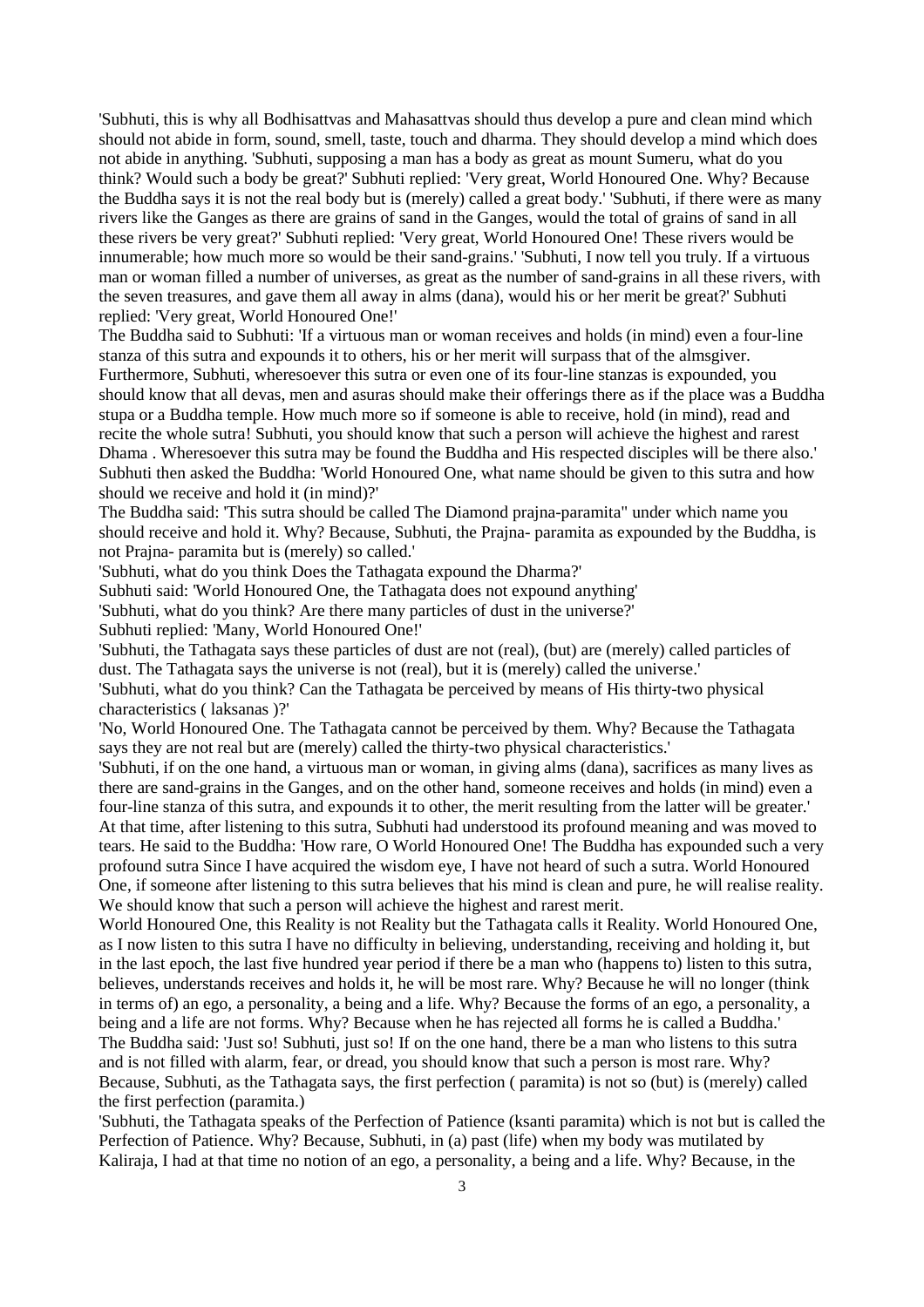'Subhuti, this is why all Bodhisattvas and Mahasattvas should thus develop a pure and clean mind which should not abide in form, sound, smell, taste, touch and dharma. They should develop a mind which does not abide in anything. 'Subhuti, supposing a man has a body as great as mount Sumeru, what do you think? Would such a body be great?' Subhuti replied: 'Very great, World Honoured One. Why? Because the Buddha says it is not the real body but is (merely) called a great body.' 'Subhuti, if there were as many rivers like the Ganges as there are grains of sand in the Ganges, would the total of grains of sand in all these rivers be very great?' Subhuti replied: 'Very great, World Honoured One! These rivers would be innumerable; how much more so would be their sand-grains.' 'Subhuti, I now tell you truly. If a virtuous man or woman filled a number of universes, as great as the number of sand-grains in all these rivers, with the seven treasures, and gave them all away in alms (dana), would his or her merit be great?' Subhuti replied: 'Very great, World Honoured One!'

The Buddha said to Subhuti: 'If a virtuous man or woman receives and holds (in mind) even a four-line stanza of this sutra and expounds it to others, his or her merit will surpass that of the almsgiver. Furthermore, Subhuti, wheresoever this sutra or even one of its four-line stanzas is expounded, you should know that all devas, men and asuras should make their offerings there as if the place was a Buddha stupa or a Buddha temple. How much more so if someone is able to receive, hold (in mind), read and recite the whole sutra! Subhuti, you should know that such a person will achieve the highest and rarest Dhama . Wheresoever this sutra may be found the Buddha and His respected disciples will be there also.' Subhuti then asked the Buddha: 'World Honoured One, what name should be given to this sutra and how should we receive and hold it (in mind)?'

The Buddha said: 'This sutra should be called The Diamond prajna-paramita" under which name you should receive and hold it. Why? Because, Subhuti, the Prajna- paramita as expounded by the Buddha, is not Prajna- paramita but is (merely) so called.'

'Subhuti, what do you think Does the Tathagata expound the Dharma?'

Subhuti said: 'World Honoured One, the Tathagata does not expound anything'

'Subhuti, what do you think? Are there many particles of dust in the universe?'

Subhuti replied: 'Many, World Honoured One!'

'Subhuti, the Tathagata says these particles of dust are not (real), (but) are (merely) called particles of dust. The Tathagata says the universe is not (real), but it is (merely) called the universe.'

'Subhuti, what do you think? Can the Tathagata be perceived by means of His thirty-two physical characteristics ( laksanas )?'

'No, World Honoured One. The Tathagata cannot be perceived by them. Why? Because the Tathagata says they are not real but are (merely) called the thirty-two physical characteristics.'

'Subhuti, if on the one hand, a virtuous man or woman, in giving alms (dana), sacrifices as many lives as there are sand-grains in the Ganges, and on the other hand, someone receives and holds (in mind) even a four-line stanza of this sutra, and expounds it to other, the merit resulting from the latter will be greater.'

At that time, after listening to this sutra, Subhuti had understood its profound meaning and was moved to tears. He said to the Buddha: 'How rare, O World Honoured One! The Buddha has expounded such a very profound sutra Since I have acquired the wisdom eye, I have not heard of such a sutra. World Honoured One, if someone after listening to this sutra believes that his mind is clean and pure, he will realise reality. We should know that such a person will achieve the highest and rarest merit.

World Honoured One, this Reality is not Reality but the Tathagata calls it Reality. World Honoured One, as I now listen to this sutra I have no difficulty in believing, understanding, receiving and holding it, but in the last epoch, the last five hundred year period if there be a man who (happens to) listen to this sutra, believes, understands receives and holds it, he will be most rare. Why? Because he will no longer (think in terms of) an ego, a personality, a being and a life. Why? Because the forms of an ego, a personality, a being and a life are not forms. Why? Because when he has rejected all forms he is called a Buddha.'

The Buddha said: 'Just so! Subhuti, just so! If on the one hand, there be a man who listens to this sutra and is not filled with alarm, fear, or dread, you should know that such a person is most rare. Why? Because, Subhuti, as the Tathagata says, the first perfection ( paramita) is not so (but) is (merely) called the first perfection (paramita.)

'Subhuti, the Tathagata speaks of the Perfection of Patience (ksanti paramita) which is not but is called the Perfection of Patience. Why? Because, Subhuti, in (a) past (life) when my body was mutilated by Kaliraja, I had at that time no notion of an ego, a personality, a being and a life. Why? Because, in the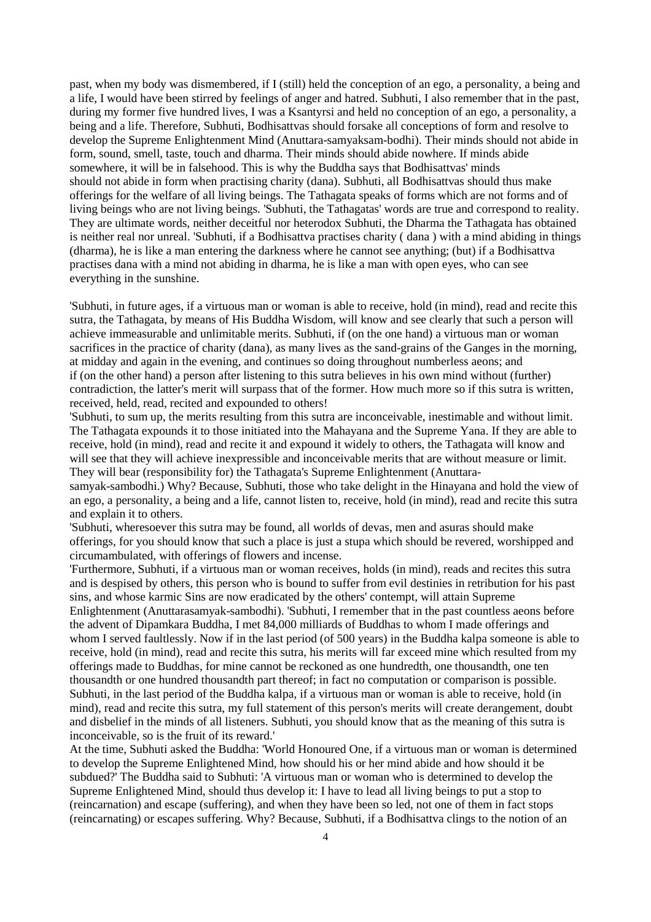past, when my body was dismembered, if I (still) held the conception of an ego, a personality, a being and a life, I would have been stirred by feelings of anger and hatred. Subhuti, I also remember that in the past, during my former five hundred lives, I was a Ksantyrsi and held no conception of an ego, a personality, a being and a life. Therefore, Subhuti, Bodhisattvas should forsake all conceptions of form and resolve to develop the Supreme Enlightenment Mind (Anuttara-samyaksam-bodhi). Their minds should not abide in form, sound, smell, taste, touch and dharma. Their minds should abide nowhere. If minds abide somewhere, it will be in falsehood. This is why the Buddha says that Bodhisattvas' minds should not abide in form when practising charity (dana). Subhuti, all Bodhisattvas should thus make offerings for the welfare of all living beings. The Tathagata speaks of forms which are not forms and of living beings who are not living beings. 'Subhuti, the Tathagatas' words are true and correspond to reality. They are ultimate words, neither deceitful nor heterodox Subhuti, the Dharma the Tathagata has obtained is neither real nor unreal. 'Subhuti, if a Bodhisattva practises charity ( dana ) with a mind abiding in things (dharma), he is like a man entering the darkness where he cannot see anything; (but) if a Bodhisattva practises dana with a mind not abiding in dharma, he is like a man with open eyes, who can see everything in the sunshine.

'Subhuti, in future ages, if a virtuous man or woman is able to receive, hold (in mind), read and recite this sutra, the Tathagata, by means of His Buddha Wisdom, will know and see clearly that such a person will achieve immeasurable and unlimitable merits. Subhuti, if (on the one hand) a virtuous man or woman sacrifices in the practice of charity (dana), as many lives as the sand-grains of the Ganges in the morning, at midday and again in the evening, and continues so doing throughout numberless aeons; and if (on the other hand) a person after listening to this sutra believes in his own mind without (further) contradiction, the latter's merit will surpass that of the former. How much more so if this sutra is written, received, held, read, recited and expounded to others!

'Subhuti, to sum up, the merits resulting from this sutra are inconceivable, inestimable and without limit. The Tathagata expounds it to those initiated into the Mahayana and the Supreme Yana. If they are able to receive, hold (in mind), read and recite it and expound it widely to others, the Tathagata will know and will see that they will achieve inexpressible and inconceivable merits that are without measure or limit. They will bear (responsibility for) the Tathagata's Supreme Enlightenment (Anuttara-samyak-sambodhi.) Why? Because, Subhuti, those who take delight in the Hinayana and hold the view of an ego, a personality, a being and a life, cannot listen to, receive, hold (in mind), read and recite this sutra and explain it to others.

'Subhuti, wheresoever this sutra may be found, all worlds of devas, men and asuras should make offerings, for you should know that such a place is just a stupa which should be revered, worshipped and circumambulated, with offerings of flowers and incense.

'Furthermore, Subhuti, if a virtuous man or woman receives, holds (in mind), reads and recites this sutra and is despised by others, this person who is bound to suffer from evil destinies in retribution for his past sins, and whose karmic Sins are now eradicated by the others' contempt, will attain Supreme Enlightenment (Anuttarasamyak-sambodhi). 'Subhuti, I remember that in the past countless aeons before the advent of Dipamkara Buddha, I met 84,000 milliards of Buddhas to whom I made offerings and whom I served faultlessly. Now if in the last period (of 500 years) in the Buddha kalpa someone is able to receive, hold (in mind), read and recite this sutra, his merits will far exceed mine which resulted from my offerings made to Buddhas, for mine cannot be reckoned as one hundredth, one thousandth, one ten thousandth or one hundred thousandth part thereof; in fact no computation or comparison is possible. Subhuti, in the last period of the Buddha kalpa, if a virtuous man or woman is able to receive, hold (in mind), read and recite this sutra, my full statement of this person's merits will create derangement, doubt and disbelief in the minds of all listeners. Subhuti, you should know that as the meaning of this sutra is inconceivable, so is the fruit of its reward.'

At the time, Subhuti asked the Buddha: 'World Honoured One, if a virtuous man or woman is determined to develop the Supreme Enlightened Mind, how should his or her mind abide and how should it be subdued?' The Buddha said to Subhuti: 'A virtuous man or woman who is determined to develop the Supreme Enlightened Mind, should thus develop it: I have to lead all living beings to put a stop to (reincarnation) and escape (suffering), and when they have been so led, not one of them in fact stops (reincarnating) or escapes suffering. Why? Because, Subhuti, if a Bodhisattva clings to the notion of an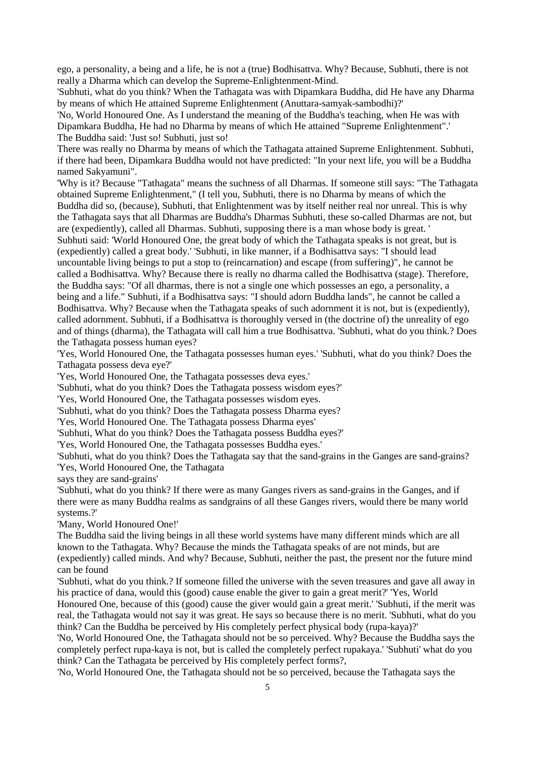ego, a personality, a being and a life, he is not a (true) Bodhisattva. Why? Because, Subhuti, there is not really a Dharma which can develop the Supreme-Enlightenment-Mind.

'Subhuti, what do you think? When the Tathagata was with Dipamkara Buddha, did He have any Dharma by means of which He attained Supreme Enlightenment (Anuttara-samyak-sambodhi)?'

'No, World Honoured One. As I understand the meaning of the Buddha's teaching, when He was with Dipamkara Buddha, He had no Dharma by means of which He attained "Supreme Enlightenment".'

The Buddha said: 'Just so! Subhuti, just so!

There was really no Dharma by means of which the Tathagata attained Supreme Enlightenment. Subhuti, if there had been, Dipamkara Buddha would not have predicted: "In your next life, you will be a Buddha named Sakyamuni".

'Why is it? Because "Tathagata" means the suchness of all Dharmas. If someone still says: "The Tathagata obtained Supreme Enlightenment," (I tell you, Subhuti, there is no Dharma by means of which the Buddha did so, (because), Subhuti, that Enlightenment was by itself neither real nor unreal. This is why the Tathagata says that all Dharmas are Buddha's Dharmas Subhuti, these so-called Dharmas are not, but are (expediently), called all Dharmas. Subhuti, supposing there is a man whose body is great. '

Subhuti said: 'World Honoured One, the great body of which the Tathagata speaks is not great, but is (expediently) called a great body.' 'Subhuti, in like manner, if a Bodhisattva says: "I should lead uncountable living beings to put a stop to (reincarnation) and escape (from suffering)", he cannot be called a Bodhisattva. Why? Because there is really no dharma called the Bodhisattva (stage). Therefore, the Buddha says: "Of all dharmas, there is not a single one which possesses an ego, a personality, a being and a life." Subhuti, if a Bodhisattva says: "I should adorn Buddha lands", he cannot be called a Bodhisattva. Why? Because when the Tathagata speaks of such adornment it is not, but is (expediently), called adornment. Subhuti, if a Bodhisattva is thoroughly versed in (the doctrine of) the unreality of ego and of things (dharma), the Tathagata will call him a true Bodhisattva. 'Subhuti, what do you think.? Does the Tathagata possess human eyes?

'Yes, World Honoured One, the Tathagata possesses human eyes.' 'Subhuti, what do you think? Does the Tathagata possess deva eye?'

'Yes, World Honoured One, the Tathagata possesses deva eyes.'

'Subhuti, what do you think? Does the Tathagata possess wisdom eyes?'

'Yes, World Honoured One, the Tathagata possesses wisdom eyes.

'Subhuti, what do you think? Does the Tathagata possess Dharma eyes?

'Yes, World Honoured One. The Tathagata possess Dharma eyes'

'Subhuti, What do you think? Does the Tathagata possess Buddha eyes?'

'Yes, World Honoured One, the Tathagata possesses Buddha eyes.'

'Subhuti, what do you think? Does the Tathagata say that the sand-grains in the Ganges are sand-grains? 'Yes, World Honoured One, the Tathagata says they are sand-grains'

'Subhuti, what do you think? If there were as many Ganges rivers as sand-grains in the Ganges, and if there were as many Buddha realms as sandgrains of all these Ganges rivers, would there be many world systems.?'

'Many, World Honoured One!'

The Buddha said the living beings in all these world systems have many different minds which are all known to the Tathagata. Why? Because the minds the Tathagata speaks of are not minds, but are (expediently) called minds. And why? Because, Subhuti, neither the past, the present nor the future mind can be found

'Subhuti, what do you think.? If someone filled the universe with the seven treasures and gave all away in his practice of dana, would this (good) cause enable the giver to gain a great merit?' 'Yes, World Honoured One, because of this (good) cause the giver would gain a great merit.' 'Subhuti, if the merit was real, the Tathagata would not say it was great. He says so because there is no merit. 'Subhuti, what do you think? Can the Buddha be perceived by His completely perfect physical body (rupa-kaya)?'

'No, World Honoured One, the Tathagata should not be so perceived. Why? Because the Buddha says the completely perfect rupa-kaya is not, but is called the completely perfect rupakaya.' 'Subhuti' what do you think? Can the Tathagata be perceived by His completely perfect forms?,

'No, World Honoured One, the Tathagata should not be so perceived, because the Tathagata says the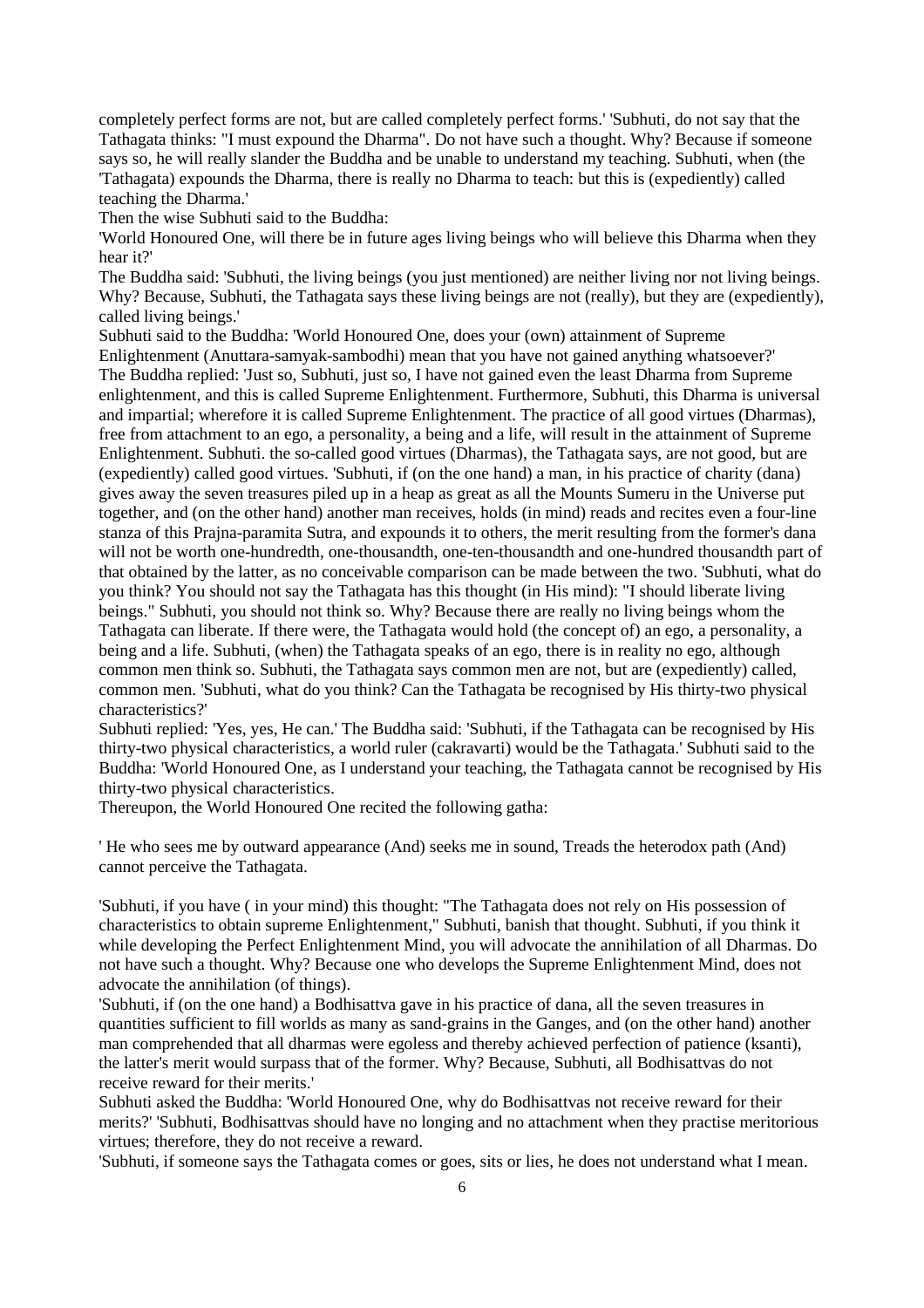completely perfect forms are not, but are called completely perfect forms.' 'Subhuti, do not say that the Tathagata thinks: "I must expound the Dharma". Do not have such a thought. Why? Because if someone says so, he will really slander the Buddha and be unable to understand my teaching. Subhuti, when (the 'Tathagata) expounds the Dharma, there is really no Dharma to teach: but this is (expediently) called teaching the Dharma.'

Then the wise Subhuti said to the Buddha:

'World Honoured One, will there be in future ages living beings who will believe this Dharma when they hear it?'

The Buddha said: 'Subhuti, the living beings (you just mentioned) are neither living nor not living beings. Why? Because, Subhuti, the Tathagata says these living beings are not (really), but they are (expediently), called living beings.'

Subhuti said to the Buddha: 'World Honoured One, does your (own) attainment of Supreme Enlightenment (Anuttara-samyak-sambodhi) mean that you have not gained anything whatsoever?'

The Buddha replied: 'Just so, Subhuti, just so, I have not gained even the least Dharma from Supreme enlightenment, and this is called Supreme Enlightenment. Furthermore, Subhuti, this Dharma is universal and impartial; wherefore it is called Supreme Enlightenment. The practice of all good virtues (Dharmas), free from attachment to an ego, a personality, a being and a life, will result in the attainment of Supreme Enlightenment. Subhuti. the so-called good virtues (Dharmas), the Tathagata says, are not good, but are (expediently) called good virtues. 'Subhuti, if (on the one hand) a man, in his practice of charity (dana) gives away the seven treasures piled up in a heap as great as all the Mounts Sumeru in the Universe put together, and (on the other hand) another man receives, holds (in mind) reads and recites even a four-line stanza of this Prajna-paramita Sutra, and expounds it to others, the merit resulting from the former's dana will not be worth one-hundredth, one-thousandth, one-ten-thousandth and one-hundred thousandth part of that obtained by the latter, as no conceivable comparison can be made between the two. 'Subhuti, what do you think? You should not say the Tathagata has this thought (in His mind): "I should liberate living beings." Subhuti, you should not think so. Why? Because there are really no living beings whom the Tathagata can liberate. If there were, the Tathagata would hold (the concept of) an ego, a personality, a being and a life. Subhuti, (when) the Tathagata speaks of an ego, there is in reality no ego, although common men think so. Subhuti, the Tathagata says common men are not, but are (expediently) called, common men. 'Subhuti, what do you think? Can the Tathagata be recognised by His thirty-two physical characteristics?'

Subhuti replied: 'Yes, yes, He can.' The Buddha said: 'Subhuti, if the Tathagata can be recognised by His thirty-two physical characteristics, a world ruler (cakravarti) would be the Tathagata.' Subhuti said to the Buddha: 'World Honoured One, as I understand your teaching, the Tathagata cannot be recognised by His thirty-two physical characteristics.

Thereupon, the World Honoured One recited the following gatha:

' He who sees me by outward appearance (And) seeks me in sound, Treads the heterodox path (And) cannot perceive the Tathagata.

'Subhuti, if you have ( in your mind) this thought: "The Tathagata does not rely on His possession of characteristics to obtain supreme Enlightenment," Subhuti, banish that thought. Subhuti, if you think it while developing the Perfect Enlightenment Mind, you will advocate the annihilation of all Dharmas. Do not have such a thought. Why? Because one who develops the Supreme Enlightenment Mind, does not advocate the annihilation (of things).

'Subhuti, if (on the one hand) a Bodhisattva gave in his practice of dana, all the seven treasures in quantities sufficient to fill worlds as many as sand-grains in the Ganges, and (on the other hand) another man comprehended that all dharmas were egoless and thereby achieved perfection of patience (ksanti), the latter's merit would surpass that of the former. Why? Because, Subhuti, all Bodhisattvas do not receive reward for their merits.'

Subhuti asked the Buddha: 'World Honoured One, why do Bodhisattvas not receive reward for their merits?' 'Subhuti, Bodhisattvas should have no longing and no attachment when they practise meritorious virtues; therefore, they do not receive a reward.

'Subhuti, if someone says the Tathagata comes or goes, sits or lies, he does not understand what I mean.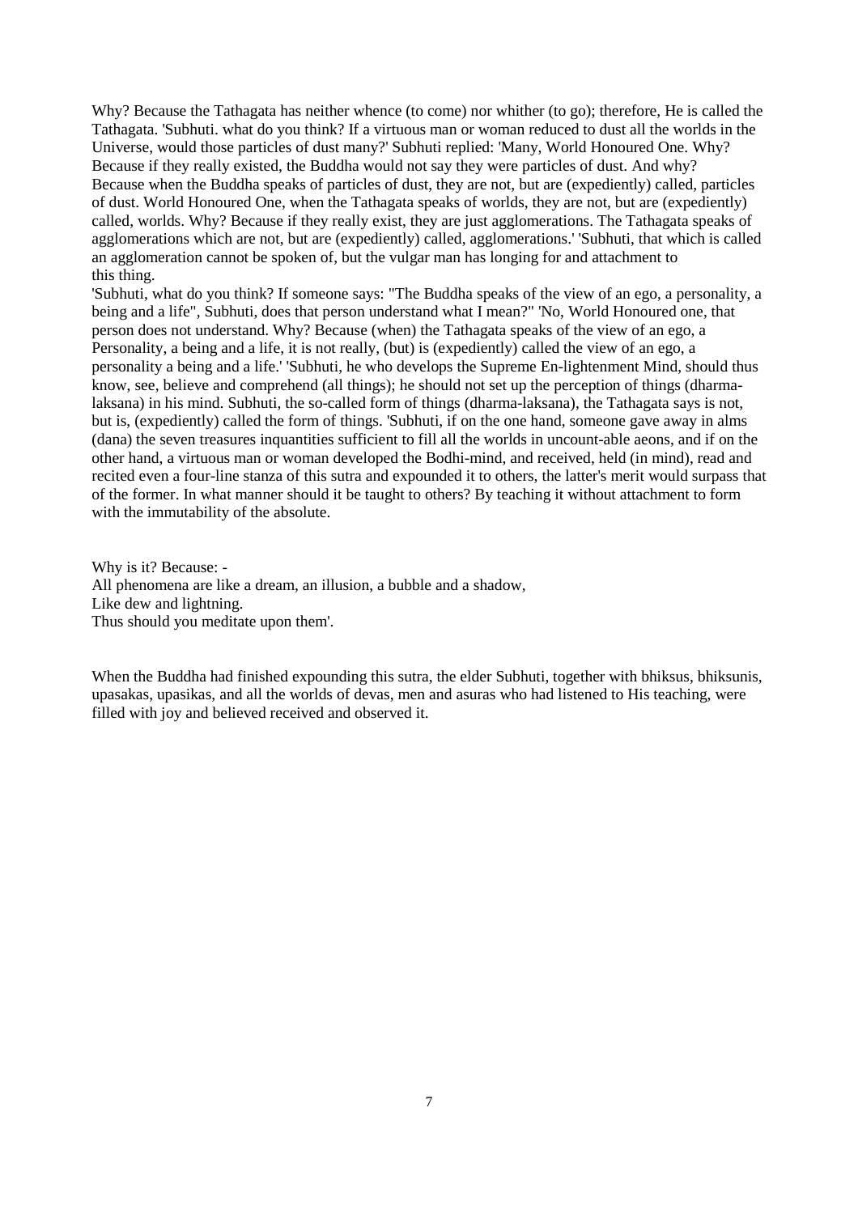Why? Because the Tathagata has neither whence (to come) nor whither (to go); therefore, He is called the Tathagata. 'Subhuti. what do you think? If a virtuous man or woman reduced to dust all the worlds in the Universe, would those particles of dust many?' Subhuti replied: 'Many, World Honoured One. Why? Because if they really existed, the Buddha would not say they were particles of dust. And why? Because when the Buddha speaks of particles of dust, they are not, but are (expediently) called, particles of dust. World Honoured One, when the Tathagata speaks of worlds, they are not, but are (expediently) called, worlds. Why? Because if they really exist, they are just agglomerations. The Tathagata speaks of agglomerations which are not, but are (expediently) called, agglomerations.' 'Subhuti, that which is called an agglomeration cannot be spoken of, but the vulgar man has longing for and attachment to this thing.

'Subhuti, what do you think? If someone says: "The Buddha speaks of the view of an ego, a personality, a being and a life", Subhuti, does that person understand what I mean?" 'No, World Honoured one, that person does not understand. Why? Because (when) the Tathagata speaks of the view of an ego, a Personality, a being and a life, it is not really, (but) is (expediently) called the view of an ego, a personality a being and a life.' 'Subhuti, he who develops the Supreme En-lightenment Mind, should thus know, see, believe and comprehend (all things); he should not set up the perception of things (dharma-laksana) in his mind. Subhuti, the so-called form of things (dharma-laksana), the Tathagata says is not, but is, (expediently) called the form of things. 'Subhuti, if on the one hand, someone gave away in alms (dana) the seven treasures inquantities sufficient to fill all the worlds in uncount-able aeons, and if on the other hand, a virtuous man or woman developed the Bodhi-mind, and received, held (in mind), read and recited even a four-line stanza of this sutra and expounded it to others, the latter's merit would surpass that of the former. In what manner should it be taught to others? By teaching it without attachment to form with the immutability of the absolute.

Why is it? Because: -
All phenomena are like a dream, an illusion, a bubble and a shadow,
Like dew and lightning.
Thus should you meditate upon them'.

When the Buddha had finished expounding this sutra, the elder Subhuti, together with bhiksus, bhiksunis, upasakas, upasikas, and all the worlds of devas, men and asuras who had listened to His teaching, were filled with joy and believed received and observed it.